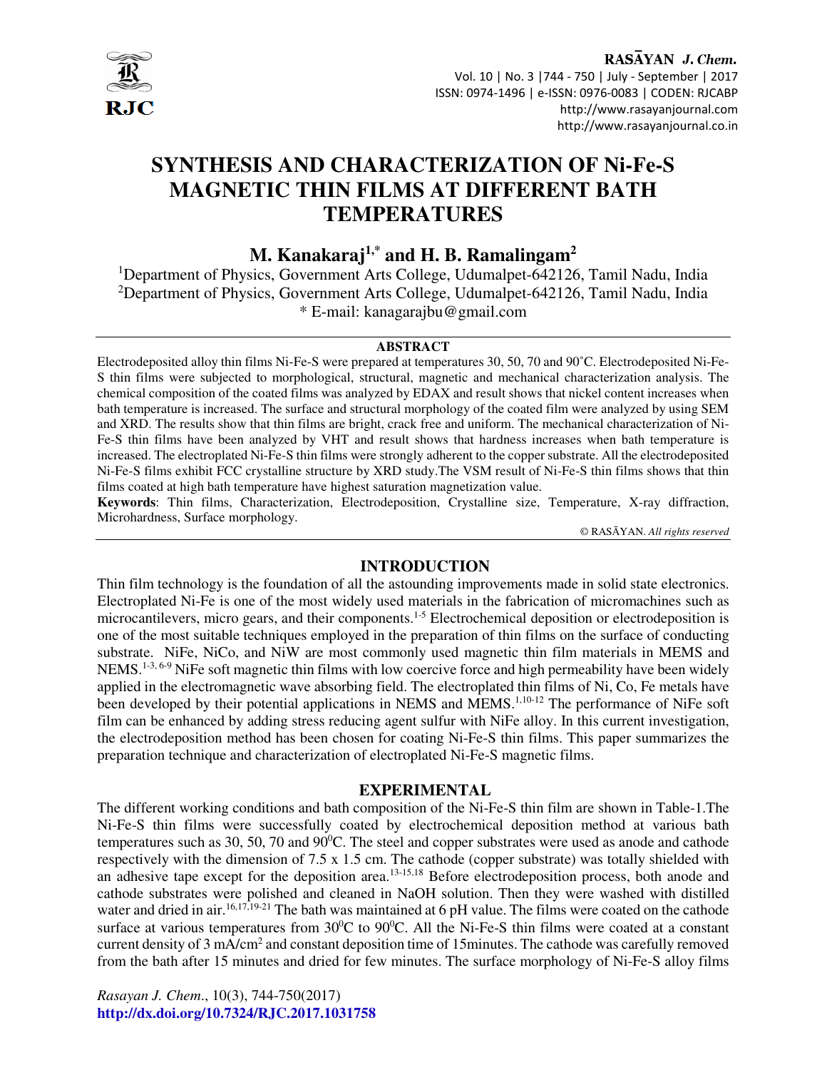# SYNTHESIS AND CHARACTERIZATION OF Ni-Fe-S MAGNETIC THIN FILMS AT DIFFERENT BATH TEMPERATURES

**M. Kanakaraj[1,*] and H. B. Ramalingam[2]**

[1]Department of Physics, Government Arts College, Udumalpet-642126, Tamil Nadu, India
[2]Department of Physics, Government Arts College, Udumalpet-642126, Tamil Nadu, India
* E-mail: kanagarajbu@gmail.com

## ABSTRACT

Electrodeposited alloy thin films Ni-Fe-S were prepared at temperatures 30, 50, 70 and 90˚C. Electrodeposited Ni-Fe-S thin films were subjected to morphological, structural, magnetic and mechanical characterization analysis. The chemical composition of the coated films was analyzed by EDAX and result shows that nickel content increases when bath temperature is increased. The surface and structural morphology of the coated film were analyzed by using SEM and XRD. The results show that thin films are bright, crack free and uniform. The mechanical characterization of Ni-Fe-S thin films have been analyzed by VHT and result shows that hardness increases when bath temperature is increased. The electroplated Ni-Fe-S thin films were strongly adherent to the copper substrate. All the electrodeposited Ni-Fe-S films exhibit FCC crystalline structure by XRD study.The VSM result of Ni-Fe-S thin films shows that thin films coated at high bath temperature have highest saturation magnetization value.

**Keywords**: Thin films, Characterization, Electrodeposition, Crystalline size, Temperature, X-ray diffraction, Microhardness, Surface morphology.

© RASĀYAN. *All rights reserved*

## INTRODUCTION

Thin film technology is the foundation of all the astounding improvements made in solid state electronics. Electroplated Ni-Fe is one of the most widely used materials in the fabrication of micromachines such as microcantilevers, micro gears, and their components.[1-5] Electrochemical deposition or electrodeposition is one of the most suitable techniques employed in the preparation of thin films on the surface of conducting substrate. NiFe, NiCo, and NiW are most commonly used magnetic thin film materials in MEMS and NEMS.[1-3, 6-9] NiFe soft magnetic thin films with low coercive force and high permeability have been widely applied in the electromagnetic wave absorbing field. The electroplated thin films of Ni, Co, Fe metals have been developed by their potential applications in NEMS and MEMS.[1,10-12] The performance of NiFe soft film can be enhanced by adding stress reducing agent sulfur with NiFe alloy. In this current investigation, the electrodeposition method has been chosen for coating Ni-Fe-S thin films. This paper summarizes the preparation technique and characterization of electroplated Ni-Fe-S magnetic films.

## EXPERIMENTAL

The different working conditions and bath composition of the Ni-Fe-S thin film are shown in Table-1.The Ni-Fe-S thin films were successfully coated by electrochemical deposition method at various bath temperatures such as 30, 50, 70 and 90$^0$C. The steel and copper substrates were used as anode and cathode respectively with the dimension of 7.5 x 1.5 cm. The cathode (copper substrate) was totally shielded with an adhesive tape except for the deposition area.[13-15,18] Before electrodeposition process, both anode and cathode substrates were polished and cleaned in NaOH solution. Then they were washed with distilled water and dried in air.[16,17,19-21] The bath was maintained at 6 pH value. The films were coated on the cathode surface at various temperatures from 30$^0$C to 90$^0$C. All the Ni-Fe-S thin films were coated at a constant current density of 3 mA/cm$^2$ and constant deposition time of 15minutes. The cathode was carefully removed from the bath after 15 minutes and dried for few minutes. The surface morphology of Ni-Fe-S alloy films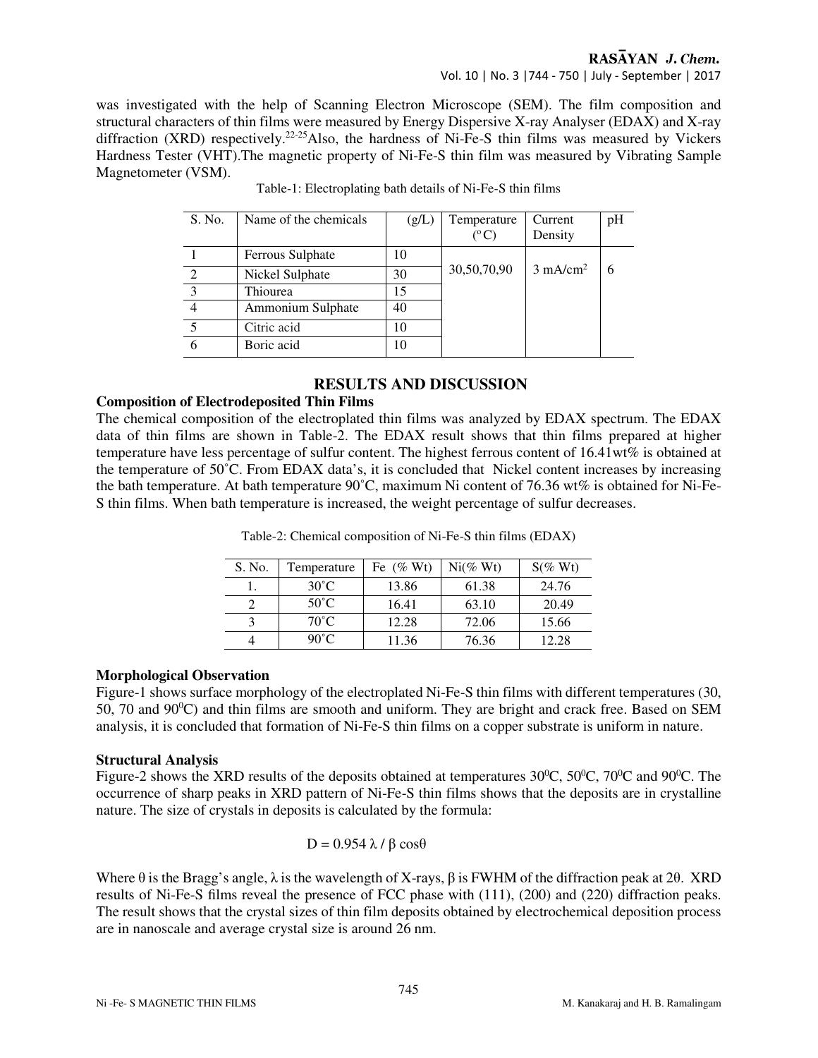was investigated with the help of Scanning Electron Microscope (SEM). The film composition and structural characters of thin films were measured by Energy Dispersive X-ray Analyser (EDAX) and X-ray diffraction (XRD) respectively.[22-25] Also, the hardness of Ni-Fe-S thin films was measured by Vickers Hardness Tester (VHT). The magnetic property of Ni-Fe-S thin film was measured by Vibrating Sample Magnetometer (VSM).

Table-1: Electroplating bath details of Ni-Fe-S thin films

| S. No. | Name of the chemicals | (g/L) | Temperature (°C) | Current Density | pH |
|---|---|---|---|---|---|
| 1 | Ferrous Sulphate | 10 | 30,50,70,90 | 3 mA/cm$^2$ | 6 |
| 2 | Nickel Sulphate | 30 | | | |
| 3 | Thiourea | 15 | | | |
| 4 | Ammonium Sulphate | 40 | | | |
| 5 | Citric acid | 10 | | | |
| 6 | Boric acid | 10 | | | |

## RESULTS AND DISCUSSION

### Composition of Electrodeposited Thin Films

The chemical composition of the electroplated thin films was analyzed by EDAX spectrum. The EDAX data of thin films are shown in Table-2. The EDAX result shows that thin films prepared at higher temperature have less percentage of sulfur content. The highest ferrous content of 16.41wt% is obtained at the temperature of 50˚C. From EDAX data's, it is concluded that Nickel content increases by increasing the bath temperature. At bath temperature 90˚C, maximum Ni content of 76.36 wt% is obtained for Ni-Fe-S thin films. When bath temperature is increased, the weight percentage of sulfur decreases.

Table-2: Chemical composition of Ni-Fe-S thin films (EDAX)

| S. No. | Temperature | Fe (% Wt) | Ni(% Wt) | S(% Wt) |
|---|---|---|---|---|
| 1. | 30˚C | 13.86 | 61.38 | 24.76 |
| 2 | 50˚C | 16.41 | 63.10 | 20.49 |
| 3 | 70˚C | 12.28 | 72.06 | 15.66 |
| 4 | 90˚C | 11.36 | 76.36 | 12.28 |

### Morphological Observation

Figure-1 shows surface morphology of the electroplated Ni-Fe-S thin films with different temperatures (30, 50, 70 and 90$^0$C) and thin films are smooth and uniform. They are bright and crack free. Based on SEM analysis, it is concluded that formation of Ni-Fe-S thin films on a copper substrate is uniform in nature.

### Structural Analysis

Figure-2 shows the XRD results of the deposits obtained at temperatures 30$^0$C, 50$^0$C, 70$^0$C and 90$^0$C. The occurrence of sharp peaks in XRD pattern of Ni-Fe-S thin films shows that the deposits are in crystalline nature. The size of crystals in deposits is calculated by the formula:

$$D = 0.954\,\lambda / \beta \cos\theta$$

Where $\theta$ is the Bragg's angle, $\lambda$ is the wavelength of X-rays, $\beta$ is FWHM of the diffraction peak at $2\theta$. XRD results of Ni-Fe-S films reveal the presence of FCC phase with (111), (200) and (220) diffraction peaks. The result shows that the crystal sizes of thin film deposits obtained by electrochemical deposition process are in nanoscale and average crystal size is around 26 nm.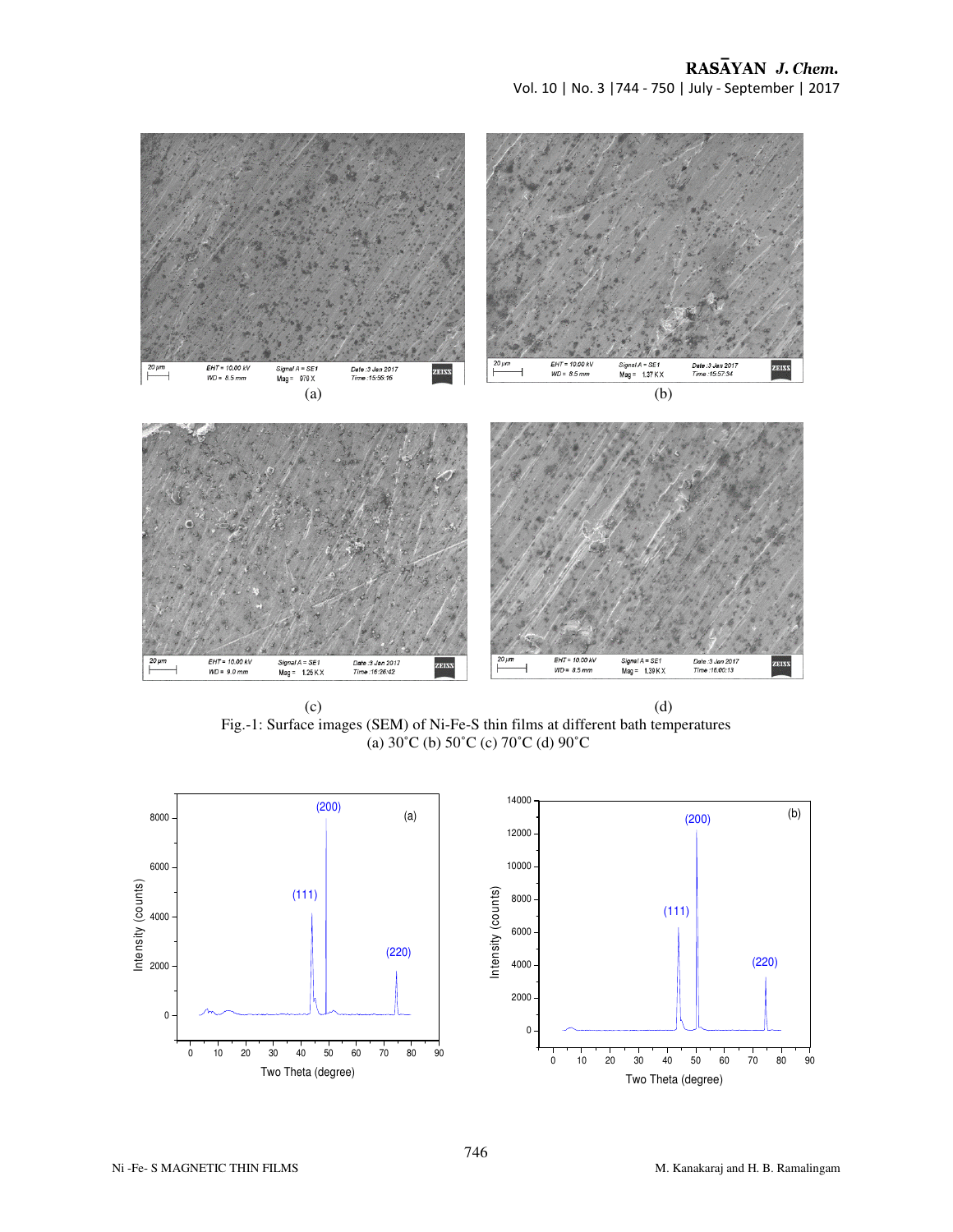Fig.-1: Surface images (SEM) of Ni-Fe-S thin films at different bath temperatures (a) 30˚C (b) 50˚C (c) 70˚C (d) 90˚C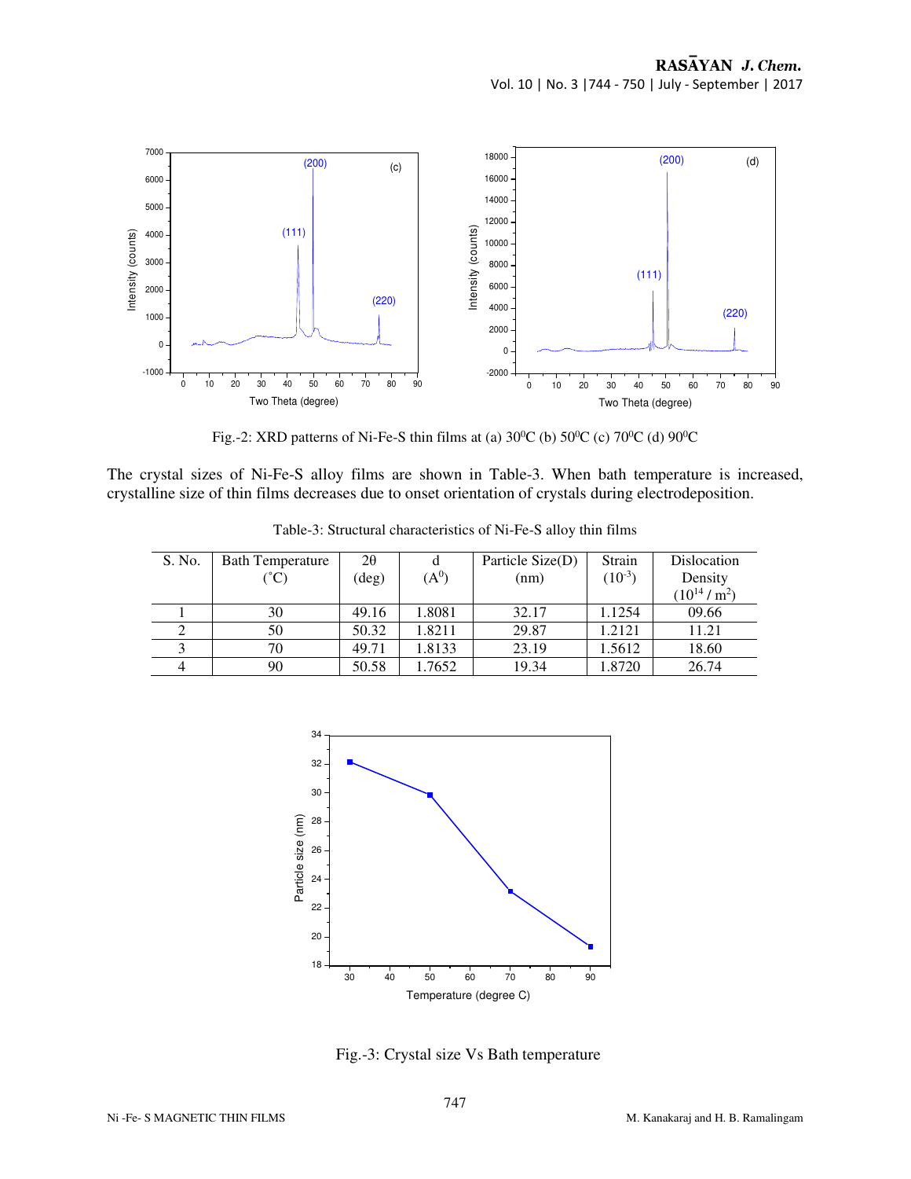Fig.-2: XRD patterns of Ni-Fe-S thin films at (a) $30^0$C (b) $50^0$C (c) $70^0$C (d) $90^0$C

The crystal sizes of Ni-Fe-S alloy films are shown in Table-3. When bath temperature is increased, crystalline size of thin films decreases due to onset orientation of crystals during electrodeposition.

Table-3: Structural characteristics of Ni-Fe-S alloy thin films

| S. No. | Bath Temperature (˚C) | 2θ (deg) | d ($A^0$) | Particle Size(D) (nm) | Strain ($10^{-3}$) | Dislocation Density ($10^{14}$ / $m^2$) |
|---|---|---|---|---|---|---|
| 1 | 30 | 49.16 | 1.8081 | 32.17 | 1.1254 | 09.66 |
| 2 | 50 | 50.32 | 1.8211 | 29.87 | 1.2121 | 11.21 |
| 3 | 70 | 49.71 | 1.8133 | 23.19 | 1.5612 | 18.60 |
| 4 | 90 | 50.58 | 1.7652 | 19.34 | 1.8720 | 26.74 |

Fig.-3: Crystal size Vs Bath temperature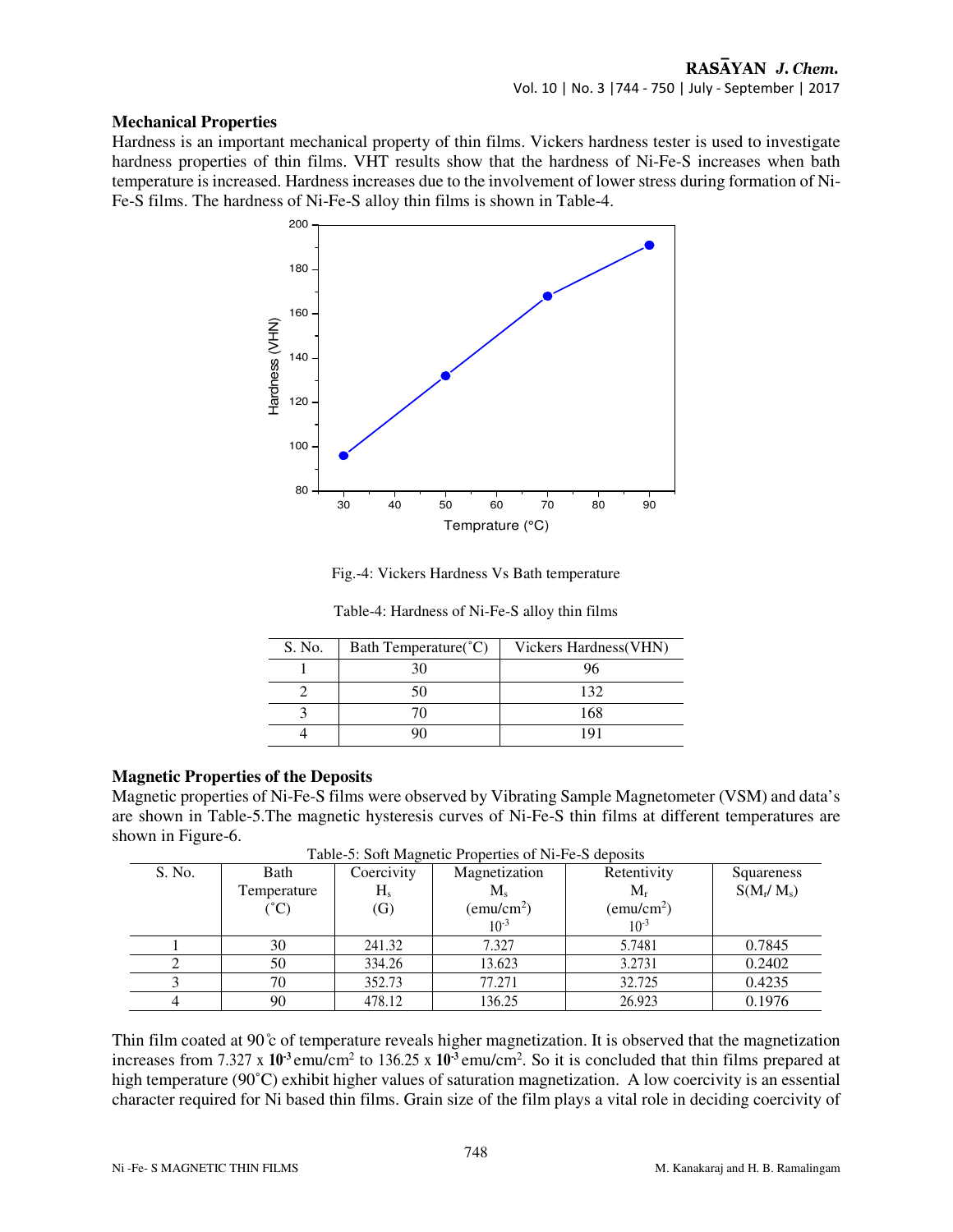### Mechanical Properties

Hardness is an important mechanical property of thin films. Vickers hardness tester is used to investigate hardness properties of thin films. VHT results show that the hardness of Ni-Fe-S increases when bath temperature is increased. Hardness increases due to the involvement of lower stress during formation of Ni-Fe-S films. The hardness of Ni-Fe-S alloy thin films is shown in Table-4.

Fig.-4: Vickers Hardness Vs Bath temperature

Table-4: Hardness of Ni-Fe-S alloy thin films

| S. No. | Bath Temperature(˚C) | Vickers Hardness(VHN) |
|---|---|---|
| 1 | 30 | 96 |
| 2 | 50 | 132 |
| 3 | 70 | 168 |
| 4 | 90 | 191 |

### Magnetic Properties of the Deposits

Magnetic properties of Ni-Fe-S films were observed by Vibrating Sample Magnetometer (VSM) and data's are shown in Table-5.The magnetic hysteresis curves of Ni-Fe-S thin films at different temperatures are shown in Figure-6.

Table-5: Soft Magnetic Properties of Ni-Fe-S deposits

| S. No. | Bath Temperature (˚C) | Coercivity $H_s$ (G) | Magnetization $M_s$ ($emu/cm^2$) $10^{-3}$ | Retentivity $M_r$ ($emu/cm^2$) $10^{-3}$ | Squareness $S(M_r/M_s)$ |
|---|---|---|---|---|---|
| 1 | 30 | 241.32 | 7.327 | 5.7481 | 0.7845 |
| 2 | 50 | 334.26 | 13.623 | 3.2731 | 0.2402 |
| 3 | 70 | 352.73 | 77.271 | 32.725 | 0.4235 |
| 4 | 90 | 478.12 | 136.25 | 26.923 | 0.1976 |

Thin film coated at 90˚c of temperature reveals higher magnetization. It is observed that the magnetization increases from 7.327 x $10^{-3}$ emu/cm$^2$ to 136.25 x $10^{-3}$ emu/cm$^2$. So it is concluded that thin films prepared at high temperature (90˚C) exhibit higher values of saturation magnetization. A low coercivity is an essential character required for Ni based thin films. Grain size of the film plays a vital role in deciding coercivity of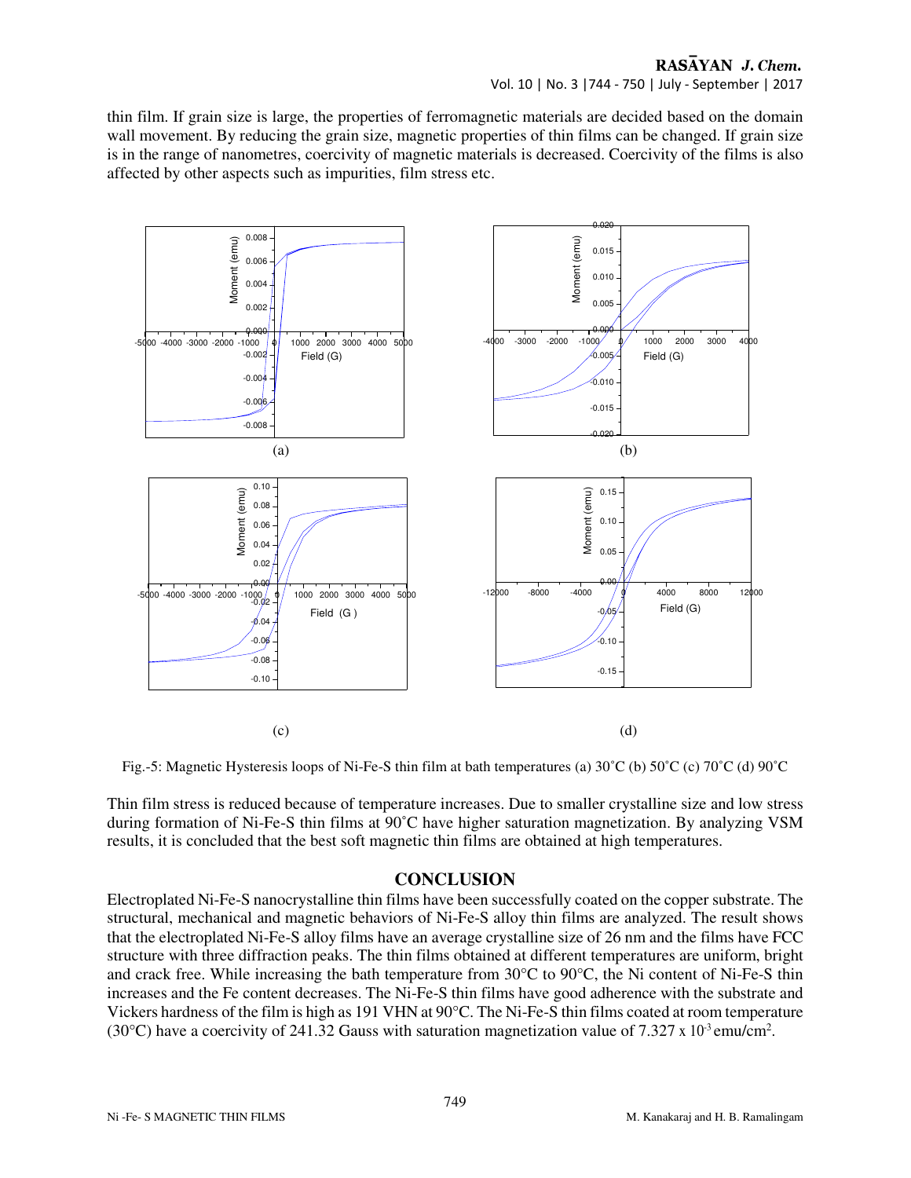thin film. If grain size is large, the properties of ferromagnetic materials are decided based on the domain wall movement. By reducing the grain size, magnetic properties of thin films can be changed. If grain size is in the range of nanometres, coercivity of magnetic materials is decreased. Coercivity of the films is also affected by other aspects such as impurities, film stress etc.

Fig.-5: Magnetic Hysteresis loops of Ni-Fe-S thin film at bath temperatures (a) 30˚C (b) 50˚C (c) 70˚C (d) 90˚C

Thin film stress is reduced because of temperature increases. Due to smaller crystalline size and low stress during formation of Ni-Fe-S thin films at 90˚C have higher saturation magnetization. By analyzing VSM results, it is concluded that the best soft magnetic thin films are obtained at high temperatures.

## CONCLUSION

Electroplated Ni-Fe-S nanocrystalline thin films have been successfully coated on the copper substrate. The structural, mechanical and magnetic behaviors of Ni-Fe-S alloy thin films are analyzed. The result shows that the electroplated Ni-Fe-S alloy films have an average crystalline size of 26 nm and the films have FCC structure with three diffraction peaks. The thin films obtained at different temperatures are uniform, bright and crack free. While increasing the bath temperature from 30°C to 90°C, the Ni content of Ni-Fe-S thin increases and the Fe content decreases. The Ni-Fe-S thin films have good adherence with the substrate and Vickers hardness of the film is high as 191 VHN at 90°C. The Ni-Fe-S thin films coated at room temperature (30°C) have a coercivity of 241.32 Gauss with saturation magnetization value of $7.327 \times 10^{-3}$ emu/cm$^2$.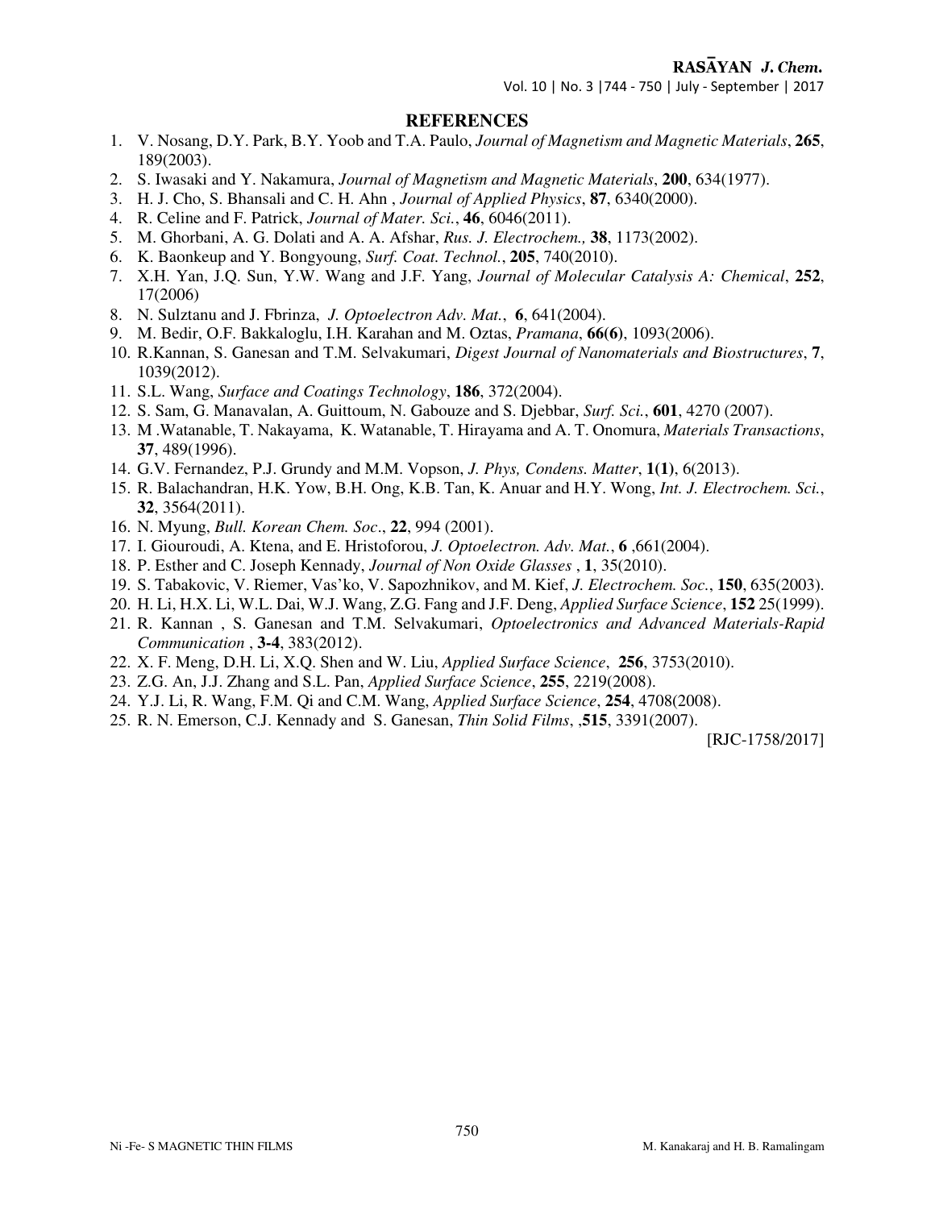## REFERENCES

1. V. Nosang, D.Y. Park, B.Y. Yoob and T.A. Paulo, *Journal of Magnetism and Magnetic Materials*, **265**, 189(2003).
2. S. Iwasaki and Y. Nakamura, *Journal of Magnetism and Magnetic Materials*, **200**, 634(1977).
3. H. J. Cho, S. Bhansali and C. H. Ahn , *Journal of Applied Physics*, **87**, 6340(2000).
4. R. Celine and F. Patrick, *Journal of Mater. Sci.*, **46**, 6046(2011).
5. M. Ghorbani, A. G. Dolati and A. A. Afshar, *Rus. J. Electrochem.,* **38**, 1173(2002).
6. K. Baonkeup and Y. Bongyoung, *Surf. Coat. Technol.*, **205**, 740(2010).
7. X.H. Yan, J.Q. Sun, Y.W. Wang and J.F. Yang, *Journal of Molecular Catalysis A: Chemical*, **252**, 17(2006)
8. N. Sulztanu and J. Fbrinza, *J. Optoelectron Adv. Mat.*, **6**, 641(2004).
9. M. Bedir, O.F. Bakkaloglu, I.H. Karahan and M. Oztas, *Pramana*, **66(6)**, 1093(2006).
10. R.Kannan, S. Ganesan and T.M. Selvakumari, *Digest Journal of Nanomaterials and Biostructures*, **7**, 1039(2012).
11. S.L. Wang, *Surface and Coatings Technology*, **186**, 372(2004).
12. S. Sam, G. Manavalan, A. Guittoum, N. Gabouze and S. Djebbar, *Surf. Sci.*, **601**, 4270 (2007).
13. M .Watanable, T. Nakayama, K. Watanable, T. Hirayama and A. T. Onomura, *Materials Transactions*, **37**, 489(1996).
14. G.V. Fernandez, P.J. Grundy and M.M. Vopson, *J. Phys, Condens. Matter*, **1(1)**, 6(2013).
15. R. Balachandran, H.K. Yow, B.H. Ong, K.B. Tan, K. Anuar and H.Y. Wong, *Int. J. Electrochem. Sci.*, **32**, 3564(2011).
16. N. Myung, *Bull. Korean Chem. Soc*., **22**, 994 (2001).
17. I. Giouroudi, A. Ktena, and E. Hristoforou, *J. Optoelectron. Adv. Mat.*, **6** ,661(2004).
18. P. Esther and C. Joseph Kennady, *Journal of Non Oxide Glasses* , **1**, 35(2010).
19. S. Tabakovic, V. Riemer, Vas'ko, V. Sapozhnikov, and M. Kief, *J. Electrochem. Soc.*, **150**, 635(2003).
20. H. Li, H.X. Li, W.L. Dai, W.J. Wang, Z.G. Fang and J.F. Deng, *Applied Surface Science*, **152** 25(1999).
21. R. Kannan , S. Ganesan and T.M. Selvakumari, *Optoelectronics and Advanced Materials-Rapid Communication* , **3-4**, 383(2012).
22. X. F. Meng, D.H. Li, X.Q. Shen and W. Liu, *Applied Surface Science*, **256**, 3753(2010).
23. Z.G. An, J.J. Zhang and S.L. Pan, *Applied Surface Science*, **255**, 2219(2008).
24. Y.J. Li, R. Wang, F.M. Qi and C.M. Wang, *Applied Surface Science*, **254**, 4708(2008).
25. R. N. Emerson, C.J. Kennady and S. Ganesan, *Thin Solid Films*, ,**515**, 3391(2007).

[RJC-1758/2017]